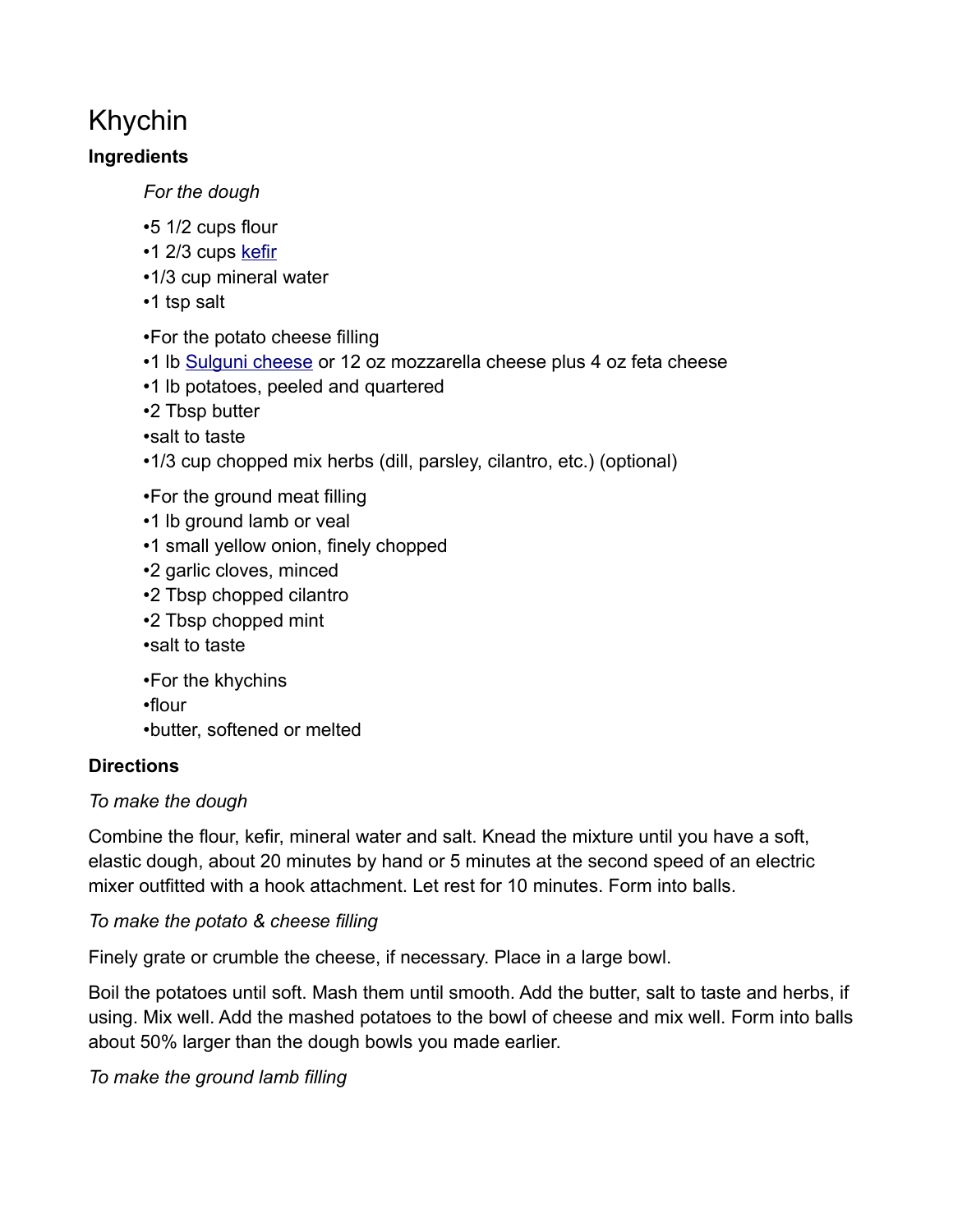# Khychin

**Ingredients**

*For the dough*

- 5 1/2 cups flour
- 1 2/3 cups [kefir]
- 1/3 cup mineral water
- 1 tsp salt

- For the potato cheese filling
- 1 lb [Sulguni cheese] or 12 oz mozzarella cheese plus 4 oz feta cheese
- 1 lb potatoes, peeled and quartered
- 2 Tbsp butter
- salt to taste
- 1/3 cup chopped mix herbs (dill, parsley, cilantro, etc.) (optional)

- For the ground meat filling
- 1 lb ground lamb or veal
- 1 small yellow onion, finely chopped
- 2 garlic cloves, minced
- 2 Tbsp chopped cilantro
- 2 Tbsp chopped mint
- salt to taste

- For the khychins
- flour
- butter, softened or melted

**Directions**

*To make the dough*

Combine the flour, kefir, mineral water and salt. Knead the mixture until you have a soft, elastic dough, about 20 minutes by hand or 5 minutes at the second speed of an electric mixer outfitted with a hook attachment. Let rest for 10 minutes. Form into balls.

*To make the potato & cheese filling*

Finely grate or crumble the cheese, if necessary. Place in a large bowl.

Boil the potatoes until soft. Mash them until smooth. Add the butter, salt to taste and herbs, if using. Mix well. Add the mashed potatoes to the bowl of cheese and mix well. Form into balls about 50% larger than the dough bowls you made earlier.

*To make the ground lamb filling*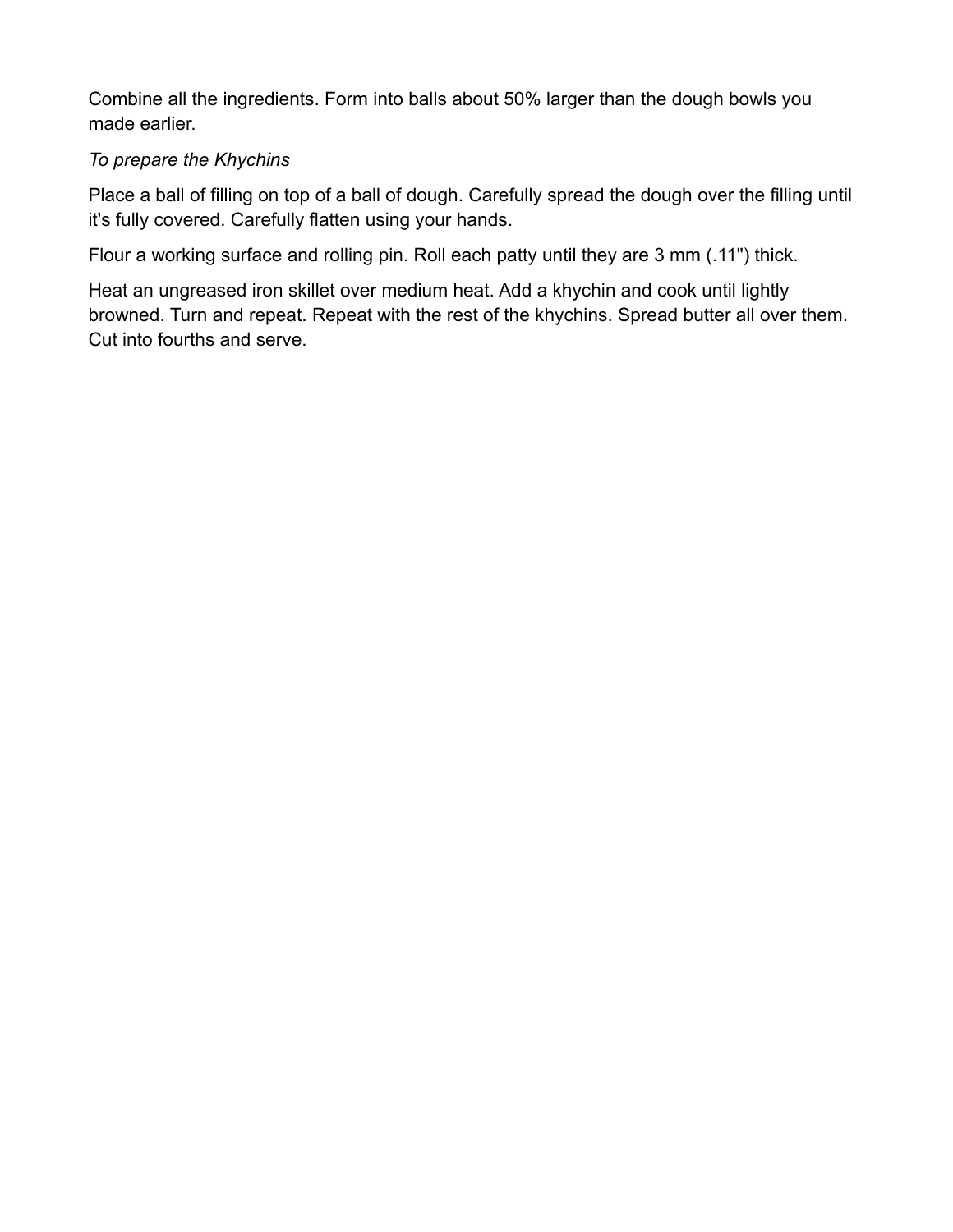Combine all the ingredients. Form into balls about 50% larger than the dough bowls you made earlier.

*To prepare the Khychins*

Place a ball of filling on top of a ball of dough. Carefully spread the dough over the filling until it's fully covered. Carefully flatten using your hands.

Flour a working surface and rolling pin. Roll each patty until they are 3 mm (.11") thick.

Heat an ungreased iron skillet over medium heat. Add a khychin and cook until lightly browned. Turn and repeat. Repeat with the rest of the khychins. Spread butter all over them. Cut into fourths and serve.